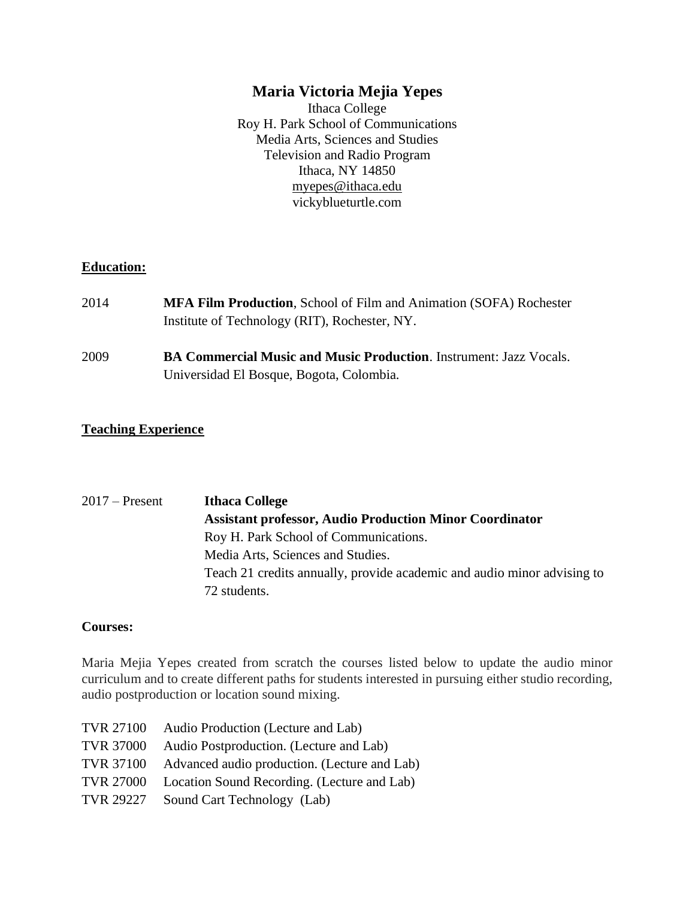# Maria Victoria Mejia Yepes

Ithaca College
Roy H. Park School of Communications
Media Arts, Sciences and Studies
Television and Radio Program
Ithaca, NY 14850
myepes@ithaca.edu
vickyblueturtle.com

## Education:

2014 **MFA Film Production**, School of Film and Animation (SOFA) Rochester Institute of Technology (RIT), Rochester, NY.

2009 **BA Commercial Music and Music Production**. Instrument: Jazz Vocals. Universidad El Bosque, Bogota, Colombia.

## Teaching Experience

2017 – Present **Ithaca College**
**Assistant professor, Audio Production Minor Coordinator**
Roy H. Park School of Communications.
Media Arts, Sciences and Studies.
Teach 21 credits annually, provide academic and audio minor advising to 72 students.

### Courses:

Maria Mejia Yepes created from scratch the courses listed below to update the audio minor curriculum and to create different paths for students interested in pursuing either studio recording, audio postproduction or location sound mixing.

TVR 27100 Audio Production (Lecture and Lab)
TVR 37000 Audio Postproduction. (Lecture and Lab)
TVR 37100 Advanced audio production. (Lecture and Lab)
TVR 27000 Location Sound Recording. (Lecture and Lab)
TVR 29227 Sound Cart Technology (Lab)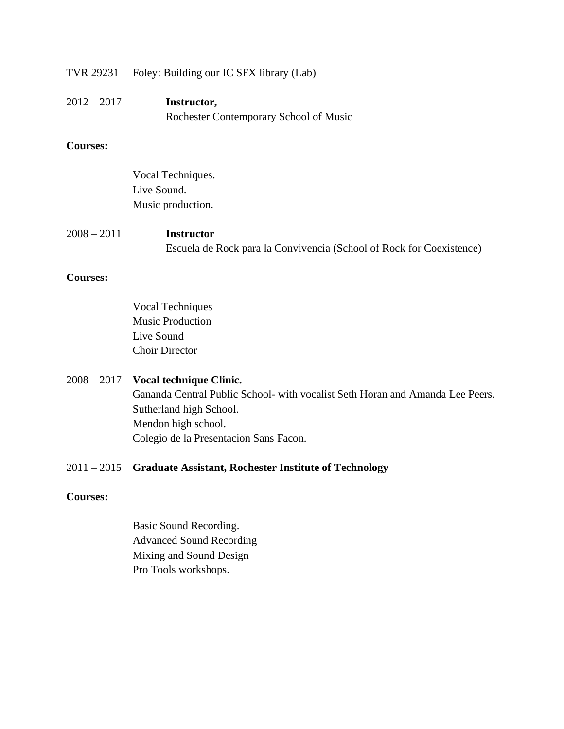TVR 29231 Foley: Building our IC SFX library (Lab)

2012 – 2017 **Instructor,**
Rochester Contemporary School of Music

**Courses:**

Vocal Techniques.
Live Sound.
Music production.

2008 – 2011 **Instructor**
Escuela de Rock para la Convivencia (School of Rock for Coexistence)

**Courses:**

Vocal Techniques
Music Production
Live Sound
Choir Director

2008 – 2017 **Vocal technique Clinic.**
Gananda Central Public School- with vocalist Seth Horan and Amanda Lee Peers.
Sutherland high School.
Mendon high school.
Colegio de la Presentacion Sans Facon.

2011 – 2015 **Graduate Assistant, Rochester Institute of Technology**

**Courses:**

Basic Sound Recording.
Advanced Sound Recording
Mixing and Sound Design
Pro Tools workshops.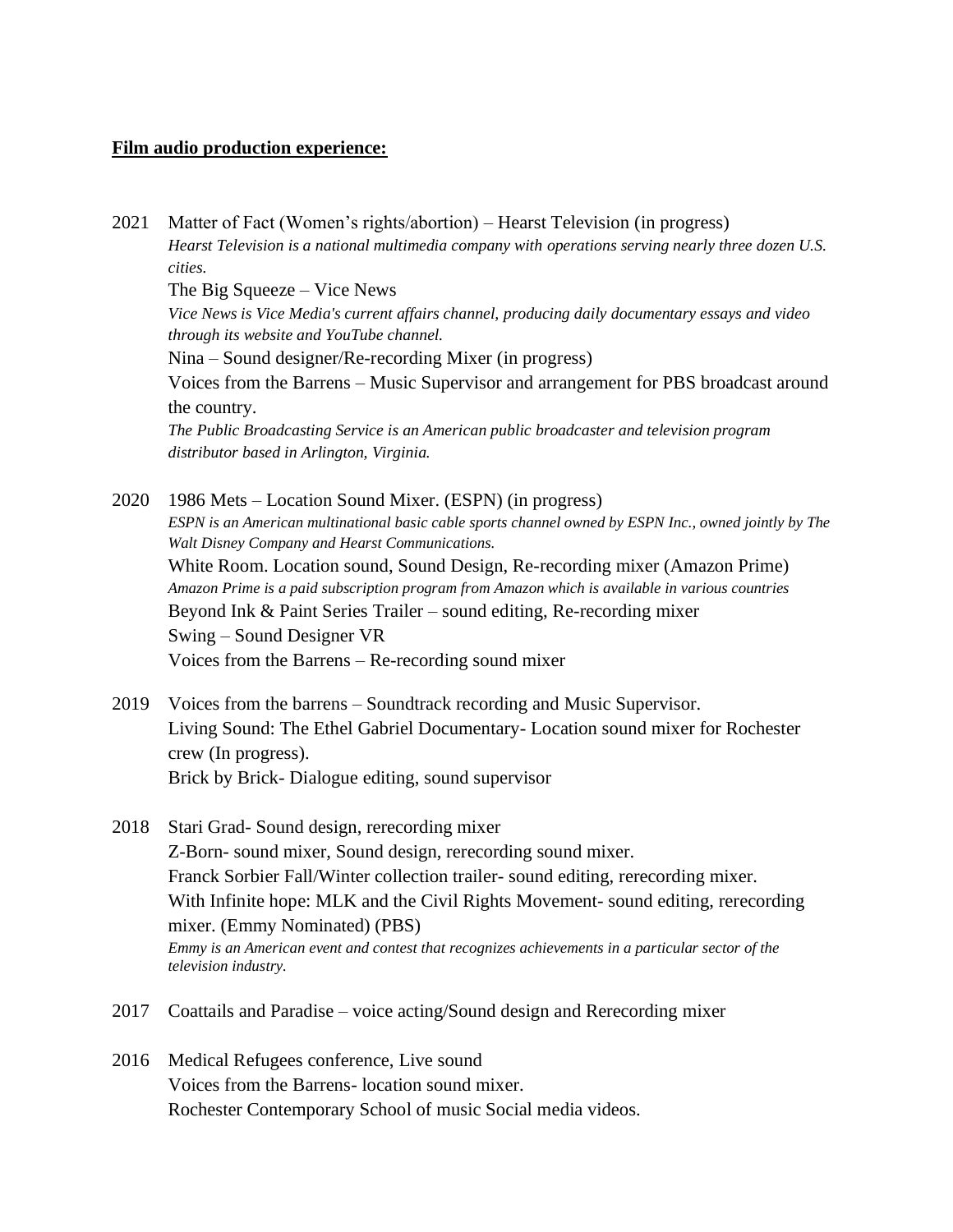**Film audio production experience:**

2021 Matter of Fact (Women's rights/abortion) – Hearst Television (in progress)
*Hearst Television is a national multimedia company with operations serving nearly three dozen U.S. cities.*
The Big Squeeze – Vice News
*Vice News is Vice Media's current affairs channel, producing daily documentary essays and video through its website and YouTube channel.*
Nina – Sound designer/Re-recording Mixer (in progress)
Voices from the Barrens – Music Supervisor and arrangement for PBS broadcast around the country.
*The Public Broadcasting Service is an American public broadcaster and television program distributor based in Arlington, Virginia.*

2020 1986 Mets – Location Sound Mixer. (ESPN) (in progress)
*ESPN is an American multinational basic cable sports channel owned by ESPN Inc., owned jointly by The Walt Disney Company and Hearst Communications.*
White Room. Location sound, Sound Design, Re-recording mixer (Amazon Prime)
*Amazon Prime is a paid subscription program from Amazon which is available in various countries*
Beyond Ink & Paint Series Trailer – sound editing, Re-recording mixer
Swing – Sound Designer VR
Voices from the Barrens – Re-recording sound mixer

2019 Voices from the barrens – Soundtrack recording and Music Supervisor.
Living Sound: The Ethel Gabriel Documentary- Location sound mixer for Rochester crew (In progress).
Brick by Brick- Dialogue editing, sound supervisor

2018 Stari Grad- Sound design, rerecording mixer
Z-Born- sound mixer, Sound design, rerecording sound mixer.
Franck Sorbier Fall/Winter collection trailer- sound editing, rerecording mixer.
With Infinite hope: MLK and the Civil Rights Movement- sound editing, rerecording mixer. (Emmy Nominated) (PBS)
*Emmy is an American event and contest that recognizes achievements in a particular sector of the television industry.*

2017 Coattails and Paradise – voice acting/Sound design and Rerecording mixer

2016 Medical Refugees conference, Live sound
Voices from the Barrens- location sound mixer.
Rochester Contemporary School of music Social media videos.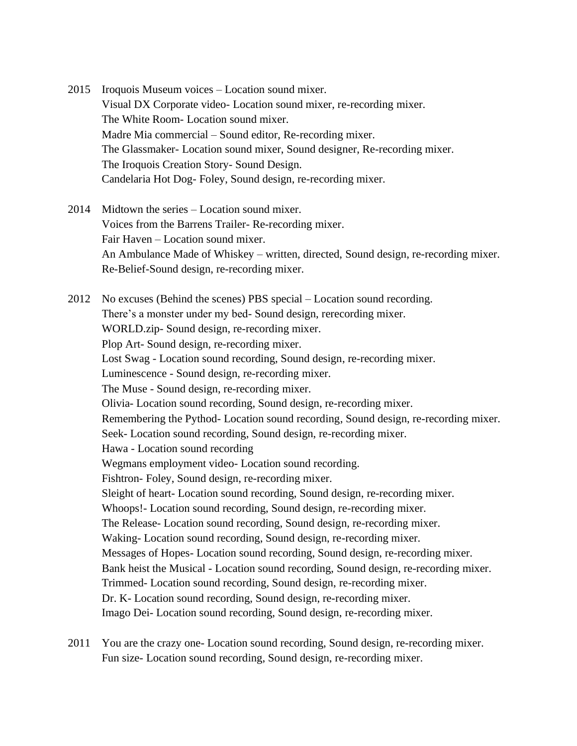2015 Iroquois Museum voices – Location sound mixer.
Visual DX Corporate video- Location sound mixer, re-recording mixer.
The White Room- Location sound mixer.
Madre Mia commercial – Sound editor, Re-recording mixer.
The Glassmaker- Location sound mixer, Sound designer, Re-recording mixer.
The Iroquois Creation Story- Sound Design.
Candelaria Hot Dog- Foley, Sound design, re-recording mixer.

2014 Midtown the series – Location sound mixer.
Voices from the Barrens Trailer- Re-recording mixer.
Fair Haven – Location sound mixer.
An Ambulance Made of Whiskey – written, directed, Sound design, re-recording mixer.
Re-Belief-Sound design, re-recording mixer.

2012 No excuses (Behind the scenes) PBS special – Location sound recording.
There's a monster under my bed- Sound design, rerecording mixer.
WORLD.zip- Sound design, re-recording mixer.
Plop Art- Sound design, re-recording mixer.
Lost Swag - Location sound recording, Sound design, re-recording mixer.
Luminescence - Sound design, re-recording mixer.
The Muse - Sound design, re-recording mixer.
Olivia- Location sound recording, Sound design, re-recording mixer.
Remembering the Pythod- Location sound recording, Sound design, re-recording mixer.
Seek- Location sound recording, Sound design, re-recording mixer.
Hawa - Location sound recording
Wegmans employment video- Location sound recording.
Fishtron- Foley, Sound design, re-recording mixer.
Sleight of heart- Location sound recording, Sound design, re-recording mixer.
Whoops!- Location sound recording, Sound design, re-recording mixer.
The Release- Location sound recording, Sound design, re-recording mixer.
Waking- Location sound recording, Sound design, re-recording mixer.
Messages of Hopes- Location sound recording, Sound design, re-recording mixer.
Bank heist the Musical - Location sound recording, Sound design, re-recording mixer.
Trimmed- Location sound recording, Sound design, re-recording mixer.
Dr. K- Location sound recording, Sound design, re-recording mixer.
Imago Dei- Location sound recording, Sound design, re-recording mixer.

2011 You are the crazy one- Location sound recording, Sound design, re-recording mixer.
Fun size- Location sound recording, Sound design, re-recording mixer.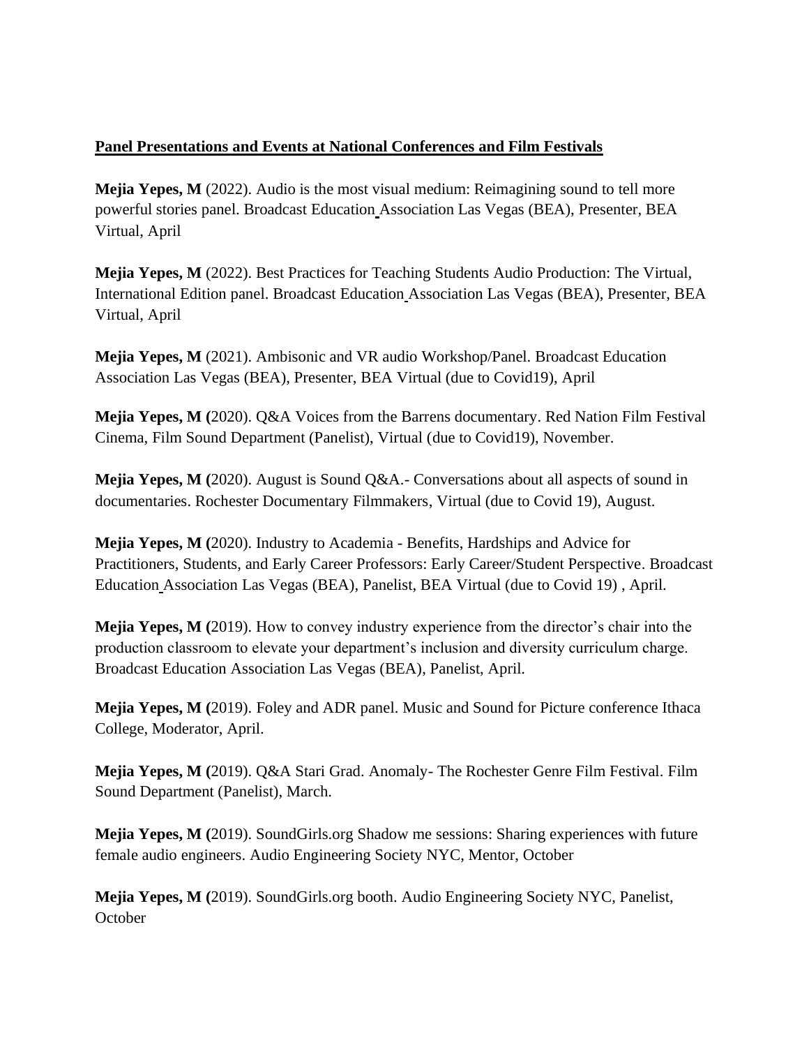**Panel Presentations and Events at National Conferences and Film Festivals**

**Mejia Yepes, M** (2022). Audio is the most visual medium: Reimagining sound to tell more powerful stories panel. Broadcast Education Association Las Vegas (BEA), Presenter, BEA Virtual, April

**Mejia Yepes, M** (2022). Best Practices for Teaching Students Audio Production: The Virtual, International Edition panel. Broadcast Education Association Las Vegas (BEA), Presenter, BEA Virtual, April

**Mejia Yepes, M** (2021). Ambisonic and VR audio Workshop/Panel. Broadcast Education Association Las Vegas (BEA), Presenter, BEA Virtual (due to Covid19), April

**Mejia Yepes, M (**2020). Q&A Voices from the Barrens documentary. Red Nation Film Festival Cinema, Film Sound Department (Panelist), Virtual (due to Covid19), November.

**Mejia Yepes, M (**2020). August is Sound Q&A.- Conversations about all aspects of sound in documentaries. Rochester Documentary Filmmakers, Virtual (due to Covid 19), August.

**Mejia Yepes, M (**2020). Industry to Academia - Benefits, Hardships and Advice for Practitioners, Students, and Early Career Professors: Early Career/Student Perspective. Broadcast Education Association Las Vegas (BEA), Panelist, BEA Virtual (due to Covid 19) , April.

**Mejia Yepes, M (**2019). How to convey industry experience from the director's chair into the production classroom to elevate your department's inclusion and diversity curriculum charge. Broadcast Education Association Las Vegas (BEA), Panelist, April.

**Mejia Yepes, M (**2019). Foley and ADR panel. Music and Sound for Picture conference Ithaca College, Moderator, April.

**Mejia Yepes, M (**2019). Q&A Stari Grad. Anomaly- The Rochester Genre Film Festival. Film Sound Department (Panelist), March.

**Mejia Yepes, M (**2019). SoundGirls.org Shadow me sessions: Sharing experiences with future female audio engineers. Audio Engineering Society NYC, Mentor, October

**Mejia Yepes, M (**2019). SoundGirls.org booth. Audio Engineering Society NYC, Panelist, October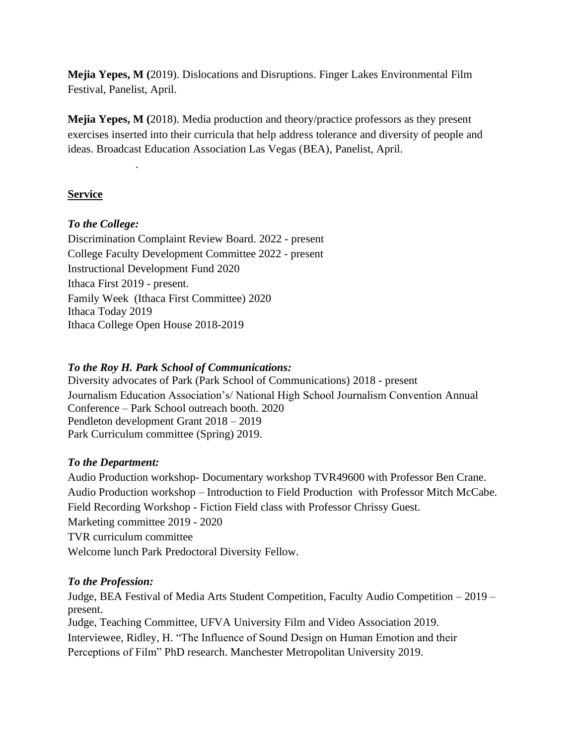**Mejia Yepes, M (**2019). Dislocations and Disruptions. Finger Lakes Environmental Film Festival, Panelist, April.

**Mejia Yepes, M (**2018). Media production and theory/practice professors as they present exercises inserted into their curricula that help address tolerance and diversity of people and ideas. Broadcast Education Association Las Vegas (BEA), Panelist, April.

.

## Service

***To the College:***

Discrimination Complaint Review Board. 2022 - present
College Faculty Development Committee 2022 - present
Instructional Development Fund 2020
Ithaca First 2019 - present.
Family Week (Ithaca First Committee) 2020
Ithaca Today 2019
Ithaca College Open House 2018-2019

***To the Roy H. Park School of Communications:***

Diversity advocates of Park (Park School of Communications) 2018 - present
Journalism Education Association's/ National High School Journalism Convention Annual Conference – Park School outreach booth. 2020
Pendleton development Grant 2018 – 2019
Park Curriculum committee (Spring) 2019.

***To the Department:***

Audio Production workshop- Documentary workshop TVR49600 with Professor Ben Crane.
Audio Production workshop – Introduction to Field Production with Professor Mitch McCabe.
Field Recording Workshop - Fiction Field class with Professor Chrissy Guest.
Marketing committee 2019 - 2020
TVR curriculum committee
Welcome lunch Park Predoctoral Diversity Fellow.

***To the Profession:***

Judge, BEA Festival of Media Arts Student Competition, Faculty Audio Competition – 2019 – present.
Judge, Teaching Committee, UFVA University Film and Video Association 2019.
Interviewee, Ridley, H. "The Influence of Sound Design on Human Emotion and their Perceptions of Film" PhD research. Manchester Metropolitan University 2019.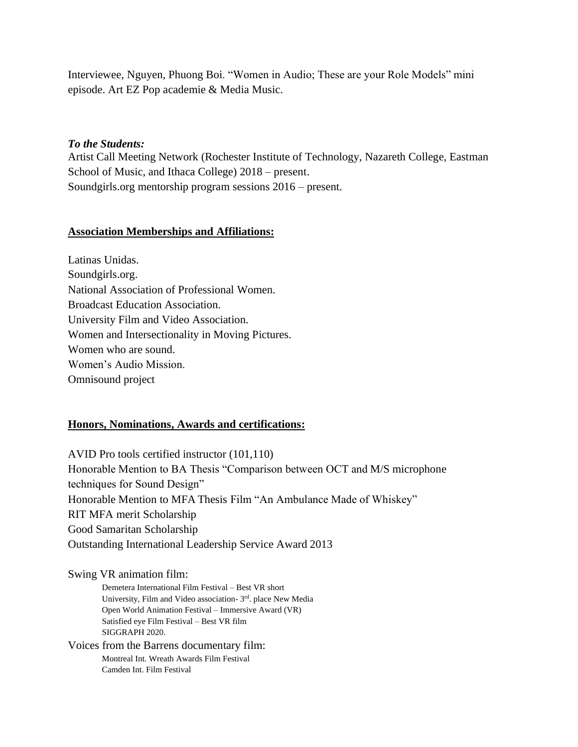Interviewee, Nguyen, Phuong Boi. “Women in Audio; These are your Role Models” mini episode. Art EZ Pop academie & Media Music.

***To the Students:***

Artist Call Meeting Network (Rochester Institute of Technology, Nazareth College, Eastman School of Music, and Ithaca College) 2018 – present.
Soundgirls.org mentorship program sessions 2016 – present.

**Association Memberships and Affiliations:**

Latinas Unidas.
Soundgirls.org.
National Association of Professional Women.
Broadcast Education Association.
University Film and Video Association.
Women and Intersectionality in Moving Pictures.
Women who are sound.
Women’s Audio Mission.
Omnisound project

**Honors, Nominations, Awards and certifications:**

AVID Pro tools certified instructor (101,110)
Honorable Mention to BA Thesis “Comparison between OCT and M/S microphone techniques for Sound Design”
Honorable Mention to MFA Thesis Film “An Ambulance Made of Whiskey”
RIT MFA merit Scholarship
Good Samaritan Scholarship
Outstanding International Leadership Service Award 2013

Swing VR animation film:

- Demetera International Film Festival – Best VR short
- University, Film and Video association- 3rd. place New Media
- Open World Animation Festival – Immersive Award (VR)
- Satisfied eye Film Festival – Best VR film
- SIGGRAPH 2020.

Voices from the Barrens documentary film:

- Montreal Int. Wreath Awards Film Festival
- Camden Int. Film Festival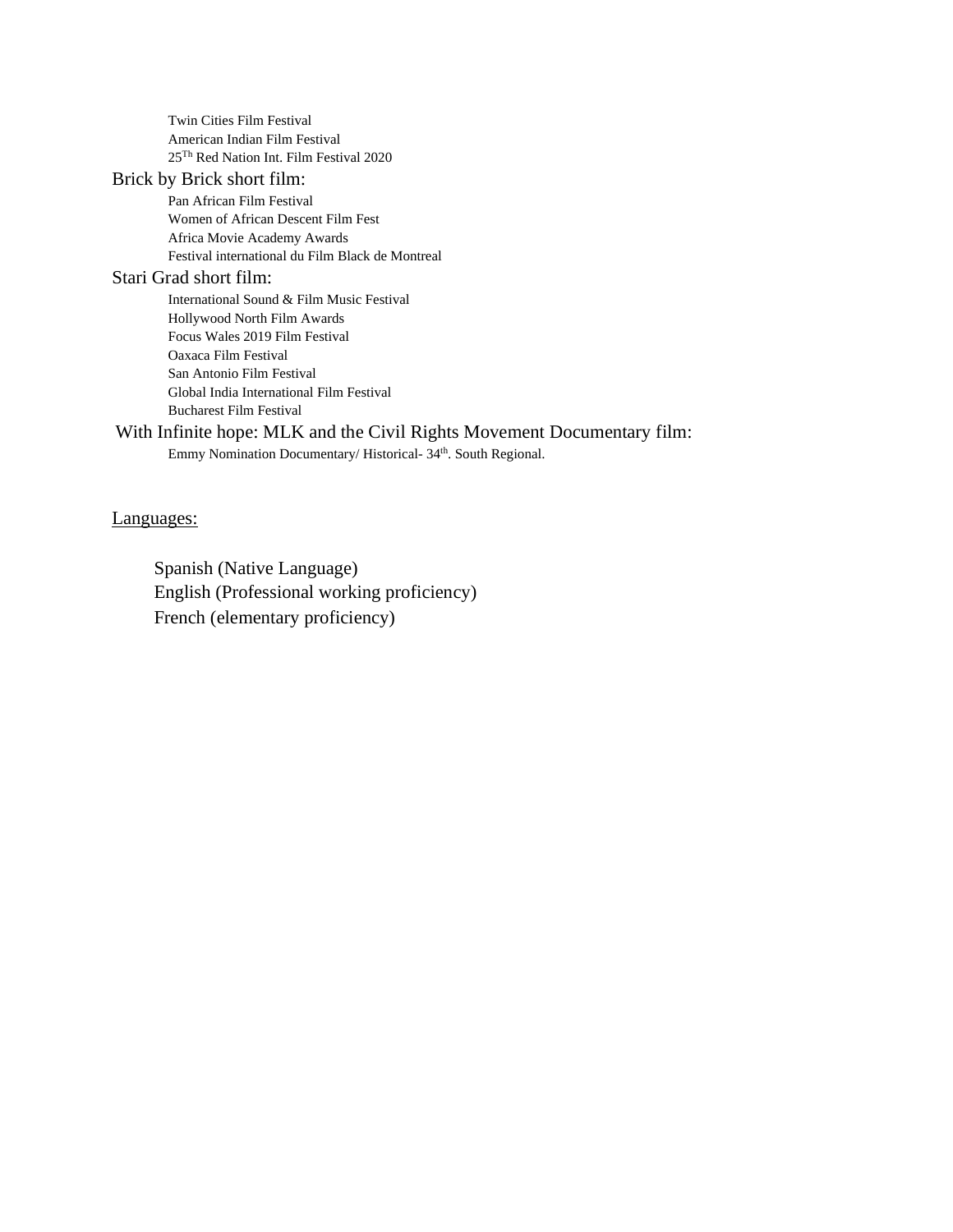Twin Cities Film Festival
American Indian Film Festival
25Th Red Nation Int. Film Festival 2020

Brick by Brick short film:

Pan African Film Festival
Women of African Descent Film Fest
Africa Movie Academy Awards
Festival international du Film Black de Montreal

Stari Grad short film:

International Sound & Film Music Festival
Hollywood North Film Awards
Focus Wales 2019 Film Festival
Oaxaca Film Festival
San Antonio Film Festival
Global India International Film Festival
Bucharest Film Festival

With Infinite hope: MLK and the Civil Rights Movement Documentary film:

Emmy Nomination Documentary/ Historical- 34th. South Regional.

Languages:

Spanish (Native Language)
English (Professional working proficiency)
French (elementary proficiency)